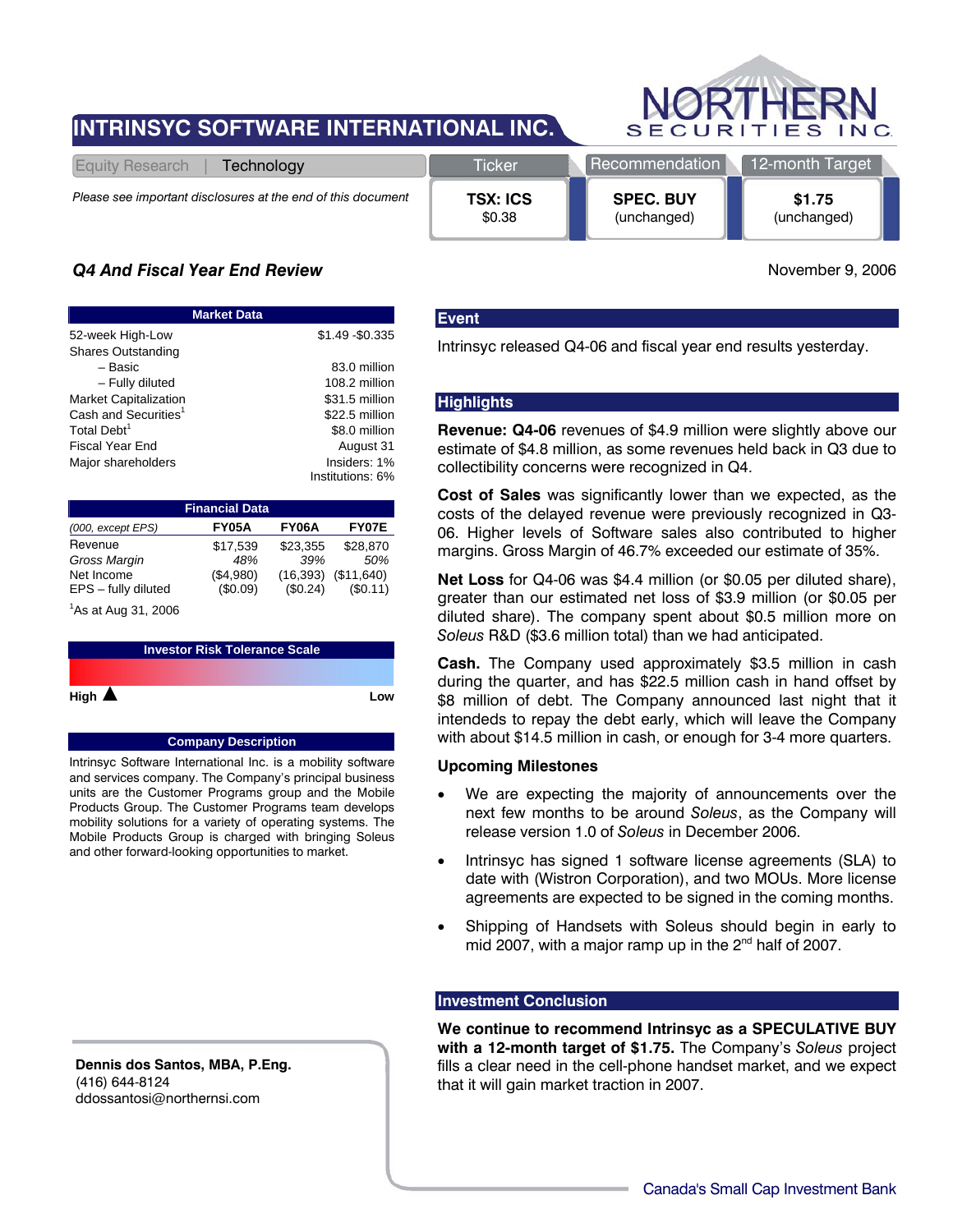# INTRINSYC SOFTWARE INTERNATIONAL INC.

NORTHERN SECURITIES INC.

Equity Research | Technology

*Please see important disclosures at the end of this document*

| Ticker | Recommendation | 12-month Target |
|---|---|---|
| **TSX: ICS** $0.38 | **SPEC. BUY** (unchanged) | **$1.75** (unchanged) |

## *Q4 And Fiscal Year End Review*

November 9, 2006

| Market Data | |
|---|---|
| 52-week High-Low | $1.49 -$0.335 |
| Shares Outstanding | |
| – Basic | 83.0 million |
| – Fully diluted | 108.2 million |
| Market Capitalization | $31.5 million |
| Cash and Securities[1] | $22.5 million |
| Total Debt[1] | $8.0 million |
| Fiscal Year End | August 31 |
| Major shareholders | Insiders: 1% Institutions: 6% |

| Financial Data | | | |
|---|---|---|---|
| *(000, except EPS)* | **FY05A** | **FY06A** | **FY07E** |
| Revenue | $17,539 | $23,355 | $28,870 |
| *Gross Margin* | *48%* | *39%* | *50%* |
| Net Income | ($4,980) | (16,393) | ($11,640) |
| EPS – fully diluted | ($0.09) | ($0.24) | ($0.11) |

[1]As at Aug 31, 2006

**Investor Risk Tolerance Scale**

High ▲ Low

**Company Description**

Intrinsyc Software International Inc. is a mobility software and services company. The Company's principal business units are the Customer Programs group and the Mobile Products Group. The Customer Programs team develops mobility solutions for a variety of operating systems. The Mobile Products Group is charged with bringing Soleus and other forward-looking opportunities to market.

### Event

Intrinsyc released Q4-06 and fiscal year end results yesterday.

### Highlights

**Revenue: Q4-06** revenues of $4.9 million were slightly above our estimate of $4.8 million, as some revenues held back in Q3 due to collectibility concerns were recognized in Q4.

**Cost of Sales** was significantly lower than we expected, as the costs of the delayed revenue were previously recognized in Q3-06. Higher levels of Software sales also contributed to higher margins. Gross Margin of 46.7% exceeded our estimate of 35%.

**Net Loss** for Q4-06 was $4.4 million (or $0.05 per diluted share), greater than our estimated net loss of $3.9 million (or $0.05 per diluted share). The company spent about $0.5 million more on *Soleus* R&D ($3.6 million total) than we had anticipated.

**Cash.** The Company used approximately $3.5 million in cash during the quarter, and has $22.5 million cash in hand offset by $8 million of debt. The Company announced last night that it intends to repay the debt early, which will leave the Company with about $14.5 million in cash, or enough for 3-4 more quarters.

**Upcoming Milestones**

- We are expecting the majority of announcements over the next few months to be around *Soleus*, as the Company will release version 1.0 of *Soleus* in December 2006.
- Intrinsyc has signed 1 software license agreements (SLA) to date with (Wistron Corporation), and two MOUs. More license agreements are expected to be signed in the coming months.
- Shipping of Handsets with Soleus should begin in early to mid 2007, with a major ramp up in the 2nd half of 2007.

### Investment Conclusion

**We continue to recommend Intrinsyc as a SPECULATIVE BUY with a 12-month target of $1.75.** The Company's *Soleus* project fills a clear need in the cell-phone handset market, and we expect that it will gain market traction in 2007.

**Dennis dos Santos, MBA, P.Eng.**
(416) 644-8124
ddossantosi@northernsi.com

Canada's Small Cap Investment Bank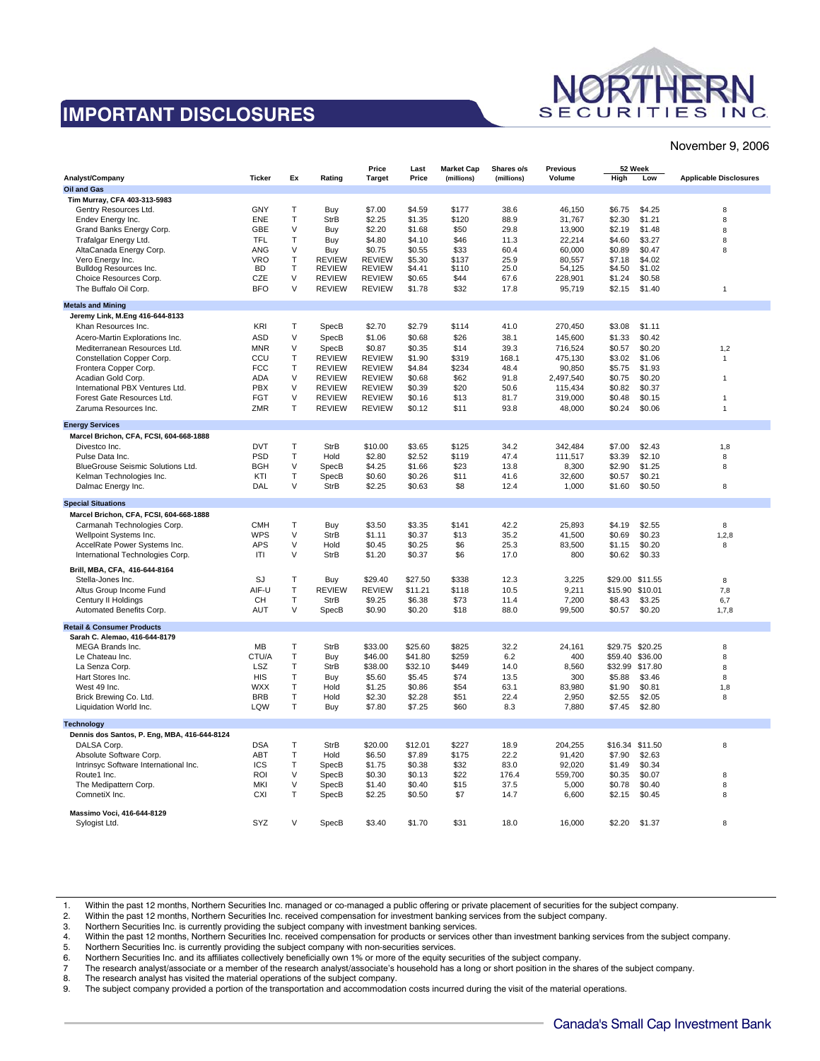# IMPORTANT DISCLOSURES

NORTHERN SECURITIES INC.

November 9, 2006

| Analyst/Company | Ticker | Ex | Rating | Price Target | Last Price | Market Cap (millions) | Shares o/s (millions) | Previous Volume | 52 Week High | 52 Week Low | Applicable Disclosures |
|---|---|---|---|---|---|---|---|---|---|---|---|
| **Oil and Gas** | | | | | | | | | | | |
| **Tim Murray, CFA 403-313-5983** | | | | | | | | | | | |
| Gentry Resources Ltd. | GNY | T | Buy | $7.00 | $4.59 | $177 | 38.6 | 46,150 | $6.75 | $4.25 | 8 |
| Endev Energy Inc. | ENE | T | StrB | $2.25 | $1.35 | $120 | 88.9 | 31,767 | $2.30 | $1.21 | 8 |
| Grand Banks Energy Corp. | GBE | V | Buy | $2.20 | $1.68 | $50 | 29.8 | 13,900 | $2.19 | $1.48 | 8 |
| Trafalgar Energy Ltd. | TFL | T | Buy | $4.80 | $4.10 | $46 | 11.3 | 22,214 | $4.60 | $3.27 | 8 |
| AltaCanada Energy Corp. | ANG | V | Buy | $0.75 | $0.55 | $33 | 60.4 | 60,000 | $0.89 | $0.47 | 8 |
| Vero Energy Inc. | VRO | T | REVIEW | REVIEW | $5.30 | $137 | 25.9 | 80,557 | $7.18 | $4.02 | |
| Bulldog Resources Inc. | BD | T | REVIEW | REVIEW | $4.41 | $110 | 25.0 | 54,125 | $4.50 | $1.02 | |
| Choice Resources Corp. | CZE | V | REVIEW | REVIEW | $0.65 | $44 | 67.6 | 228,901 | $1.24 | $0.58 | |
| The Buffalo Oil Corp. | BFO | V | REVIEW | REVIEW | $1.78 | $32 | 17.8 | 95,719 | $2.15 | $1.40 | 1 |
| **Metals and Mining** | | | | | | | | | | | |
| **Jeremy Link, M.Eng 416-644-8133** | | | | | | | | | | | |
| Khan Resources Inc. | KRI | T | SpecB | $2.70 | $2.79 | $114 | 41.0 | 270,450 | $3.08 | $1.11 | |
| Acero-Martin Explorations Inc. | ASD | V | SpecB | $1.06 | $0.68 | $26 | 38.1 | 145,600 | $1.33 | $0.42 | |
| Mediterranean Resources Ltd. | MNR | V | SpecB | $0.87 | $0.35 | $14 | 39.3 | 716,524 | $0.57 | $0.20 | 1,2 |
| Constellation Copper Corp. | CCU | T | REVIEW | REVIEW | $1.90 | $319 | 168.1 | 475,130 | $3.02 | $1.06 | 1 |
| Frontera Copper Corp. | FCC | T | REVIEW | REVIEW | $4.84 | $234 | 48.4 | 90,850 | $5.75 | $1.93 | |
| Acadian Gold Corp. | ADA | V | REVIEW | REVIEW | $0.68 | $62 | 91.8 | 2,497,540 | $0.75 | $0.20 | 1 |
| International PBX Ventures Ltd. | PBX | V | REVIEW | REVIEW | $0.39 | $20 | 50.6 | 115,434 | $0.82 | $0.37 | |
| Forest Gate Resources Ltd. | FGT | V | REVIEW | REVIEW | $0.16 | $13 | 81.7 | 319,000 | $0.48 | $0.15 | 1 |
| Zaruma Resources Inc. | ZMR | T | REVIEW | REVIEW | $0.12 | $11 | 93.8 | 48,000 | $0.24 | $0.06 | 1 |
| **Energy Services** | | | | | | | | | | | |
| **Marcel Brichon, CFA, FCSI, 604-668-1888** | | | | | | | | | | | |
| Divestco Inc. | DVT | T | StrB | $10.00 | $3.65 | $125 | 34.2 | 342,484 | $7.00 | $2.43 | 1,8 |
| Pulse Data Inc. | PSD | T | Hold | $2.80 | $2.52 | $119 | 47.4 | 111,517 | $3.39 | $2.10 | 8 |
| BlueGrouse Seismic Solutions Ltd. | BGH | V | SpecB | $4.25 | $1.66 | $23 | 13.8 | 8,300 | $2.90 | $1.25 | 8 |
| Kelman Technologies Inc. | KTI | T | SpecB | $0.60 | $0.26 | $11 | 41.6 | 32,600 | $0.57 | $0.21 | |
| Dalmac Energy Inc. | DAL | V | StrB | $2.25 | $0.63 | $8 | 12.4 | 1,000 | $1.60 | $0.50 | 8 |
| **Special Situations** | | | | | | | | | | | |
| **Marcel Brichon, CFA, FCSI, 604-668-1888** | | | | | | | | | | | |
| Carmanah Technologies Corp. | CMH | T | Buy | $3.50 | $3.35 | $141 | 42.2 | 25,893 | $4.19 | $2.55 | 8 |
| Wellpoint Systems Inc. | WPS | V | StrB | $1.11 | $0.37 | $13 | 35.2 | 41,500 | $0.69 | $0.23 | 1,2,8 |
| AccelRate Power Systems Inc. | APS | V | Hold | $0.45 | $0.25 | $6 | 25.3 | 83,500 | $1.15 | $0.20 | 8 |
| International Technologies Corp. | ITI | V | StrB | $1.20 | $0.37 | $6 | 17.0 | 800 | $0.62 | $0.33 | |
| **Brill, MBA, CFA, 416-644-8164** | | | | | | | | | | | |
| Stella-Jones Inc. | SJ | T | Buy | $29.40 | $27.50 | $338 | 12.3 | 3,225 | $29.00 | $11.55 | 8 |
| Altus Group Income Fund | AIF-U | T | REVIEW | REVIEW | $11.21 | $118 | 10.5 | 9,211 | $15.90 | $10.01 | 7,8 |
| Century II Holdings | CH | T | StrB | $9.25 | $6.38 | $73 | 11.4 | 7,200 | $8.43 | $3.25 | 6,7 |
| Automated Benefits Corp. | AUT | V | SpecB | $0.90 | $0.20 | $18 | 88.0 | 99,500 | $0.57 | $0.20 | 1,7,8 |
| **Retail & Consumer Products** | | | | | | | | | | | |
| **Sarah C. Alemao, 416-644-8179** | | | | | | | | | | | |
| MEGA Brands Inc. | MB | T | StrB | $33.00 | $25.60 | $825 | 32.2 | 24,161 | $29.75 | $20.25 | 8 |
| Le Chateau Inc. | CTU/A | T | Buy | $46.00 | $41.80 | $259 | 6.2 | 400 | $59.40 | $36.00 | 8 |
| La Senza Corp. | LSZ | T | StrB | $38.00 | $32.10 | $449 | 14.0 | 8,560 | $32.99 | $17.80 | 8 |
| Hart Stores Inc. | HIS | T | Buy | $5.60 | $5.45 | $74 | 13.5 | 300 | $5.88 | $3.46 | 8 |
| West 49 Inc. | WXX | T | Hold | $1.25 | $0.86 | $54 | 63.1 | 83,980 | $1.90 | $0.81 | 1,8 |
| Brick Brewing Co. Ltd. | BRB | T | Hold | $2.30 | $2.28 | $51 | 22.4 | 2,950 | $2.55 | $2.05 | 8 |
| Liquidation World Inc. | LQW | T | Buy | $7.80 | $7.25 | $60 | 8.3 | 7,880 | $7.45 | $2.80 | |
| **Technology** | | | | | | | | | | | |
| **Dennis dos Santos, P. Eng, MBA, 416-644-8124** | | | | | | | | | | | |
| DALSA Corp. | DSA | T | StrB | $20.00 | $12.01 | $227 | 18.9 | 204,255 | $16.34 | $11.50 | 8 |
| Absolute Software Corp. | ABT | T | Hold | $6.50 | $7.89 | $175 | 22.2 | 91,420 | $7.90 | $2.63 | |
| Intrinsyc Software International Inc. | ICS | T | SpecB | $1.75 | $0.38 | $32 | 83.0 | 92,020 | $1.49 | $0.34 | |
| Route1 Inc. | ROI | V | SpecB | $0.30 | $0.13 | $22 | 176.4 | 559,700 | $0.35 | $0.07 | 8 |
| The Medipattern Corp. | MKI | V | SpecB | $1.40 | $0.40 | $15 | 37.5 | 5,000 | $0.78 | $0.40 | 8 |
| CometiX Inc. | CXI | T | SpecB | $2.25 | $0.50 | $7 | 14.7 | 6,600 | $2.15 | $0.45 | 8 |
| **Massimo Voci, 416-644-8129** | | | | | | | | | | | |
| Sylogist Ltd. | SYZ | V | SpecB | $3.40 | $1.70 | $31 | 18.0 | 16,000 | $2.20 | $1.37 | 8 |

1. Within the past 12 months, Northern Securities Inc. managed or co-managed a public offering or private placement of securities for the subject company.
2. Within the past 12 months, Northern Securities Inc. received compensation for investment banking services from the subject company.
3. Northern Securities Inc. is currently providing the subject company with investment banking services.
4. Within the past 12 months, Northern Securities Inc. received compensation for products or services other than investment banking services from the subject company.
5. Northern Securities Inc. is currently providing the subject company with non-securities services.
6. Northern Securities Inc. and its affiliates collectively beneficially own 1% or more of the equity securities of the subject company.
7. The research analyst/associate or a member of the research analyst/associate's household has a long or short position in the shares of the subject company.
8. The research analyst has visited the material operations of the subject company.
9. The subject company provided a portion of the transportation and accommodation costs incurred during the visit of the material operations.

Canada's Small Cap Investment Bank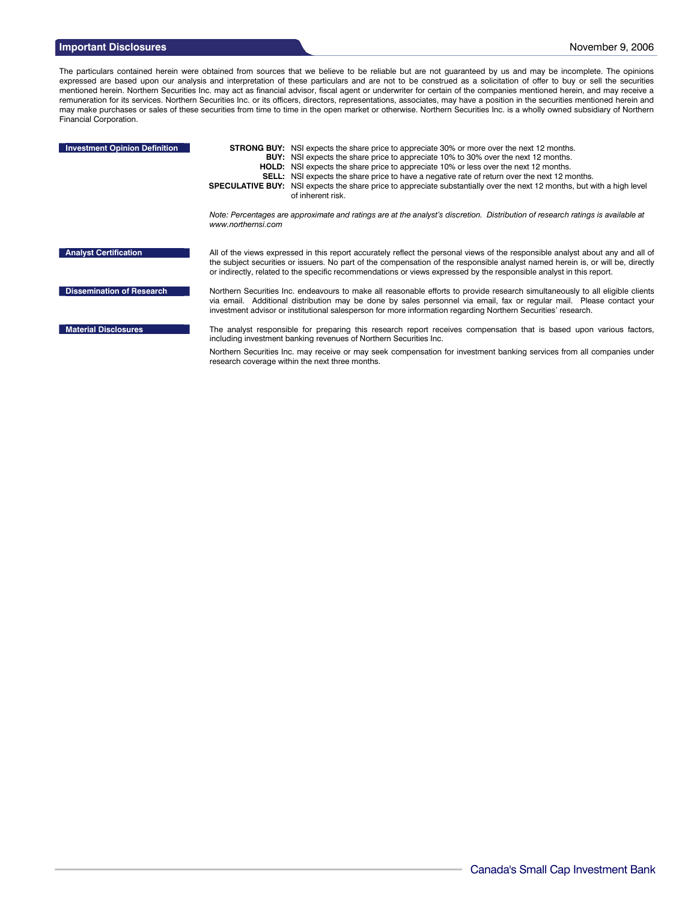## Important Disclosures

November 9, 2006

The particulars contained herein were obtained from sources that we believe to be reliable but are not guaranteed by us and may be incomplete. The opinions expressed are based upon our analysis and interpretation of these particulars and are not to be construed as a solicitation of offer to buy or sell the securities mentioned herein. Northern Securities Inc. may act as financial advisor, fiscal agent or underwriter for certain of the companies mentioned herein, and may receive a remuneration for its services. Northern Securities Inc. or its officers, directors, representations, associates, may have a position in the securities mentioned herein and may make purchases or sales of these securities from time to time in the open market or otherwise. Northern Securities Inc. is a wholly owned subsidiary of Northern Financial Corporation.

### Investment Opinion Definition

**STRONG BUY:** NSI expects the share price to appreciate 30% or more over the next 12 months.
**BUY:** NSI expects the share price to appreciate 10% to 30% over the next 12 months.
**HOLD:** NSI expects the share price to appreciate 10% or less over the next 12 months.
**SELL:** NSI expects the share price to have a negative rate of return over the next 12 months.
**SPECULATIVE BUY:** NSI expects the share price to appreciate substantially over the next 12 months, but with a high level of inherent risk.

*Note: Percentages are approximate and ratings are at the analyst's discretion. Distribution of research ratings is available at www.northernsi.com*

### Analyst Certification

All of the views expressed in this report accurately reflect the personal views of the responsible analyst about any and all of the subject securities or issuers. No part of the compensation of the responsible analyst named herein is, or will be, directly or indirectly, related to the specific recommendations or views expressed by the responsible analyst in this report.

### Dissemination of Research

Northern Securities Inc. endeavours to make all reasonable efforts to provide research simultaneously to all eligible clients via email. Additional distribution may be done by sales personnel via email, fax or regular mail. Please contact your investment advisor or institutional salesperson for more information regarding Northern Securities' research.

### Material Disclosures

The analyst responsible for preparing this research report receives compensation that is based upon various factors, including investment banking revenues of Northern Securities Inc.

Northern Securities Inc. may receive or may seek compensation for investment banking services from all companies under research coverage within the next three months.